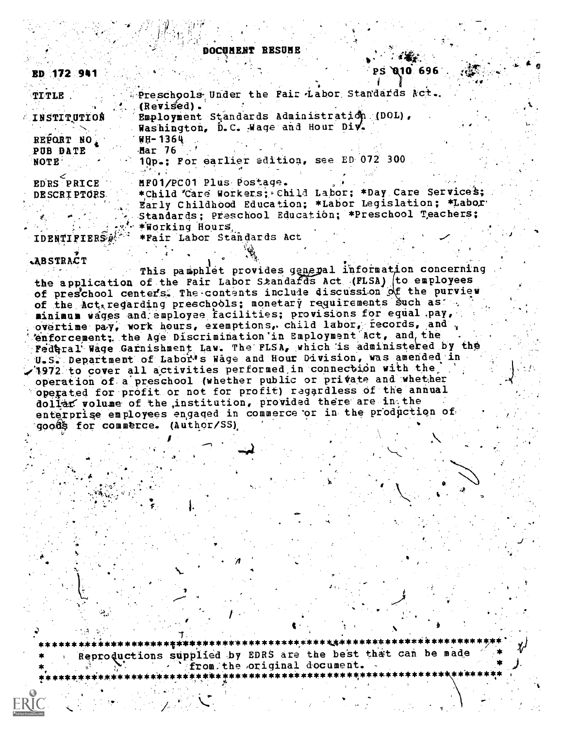# DOCUMENT RESUME

ED 172 941 PS 010 696

| | |
|---|---|
| TITLE | Preschools Under the Fair Labor Standards Act. (Revised). |
| INSTITUTION | Employment Standards Administration (DOL), Washington, D.C. Wage and Hour Div. |
| REPORT NO | WH-1364 |
| PUB DATE | Mar 76 |
| NOTE | 10p.; For earlier edition, see ED 072 300 |
| EDRS PRICE | MF01/PC01 Plus Postage. |
| DESCRIPTORS | *Child Care Workers; Child Labor; *Day Care Services; Early Childhood Education; *Labor Legislation; *Labor Standards; Preschool Education; *Preschool Teachers; *Working Hours |
| IDENTIFIERS | *Fair Labor Standards Act |

## ABSTRACT

This pamphlet provides general information concerning the application of the Fair Labor Standards Act (FLSA) to employees of preschool centers. The contents include discussion of the purview of the Act regarding preschools; monetary requirements such as minimum wages and employee facilities; provisions for equal pay, overtime pay, work hours, exemptions, child labor, records, and enforcement; the Age Discrimination in Employment Act, and the Federal Wage Garnishment Law. The FLSA, which is administered by the U.S. Department of Labor's Wage and Hour Division, was amended in 1972 to cover all activities performed in connection with the operation of a preschool (whether public or private and whether operated for profit or not for profit) regardless of the annual dollar volume of the institution, provided there are in the enterprise employees engaged in commerce or in the production of goods for commerce. (Author/SS)

---

Reproductions supplied by EDRS are the best that can be made from the original document.

---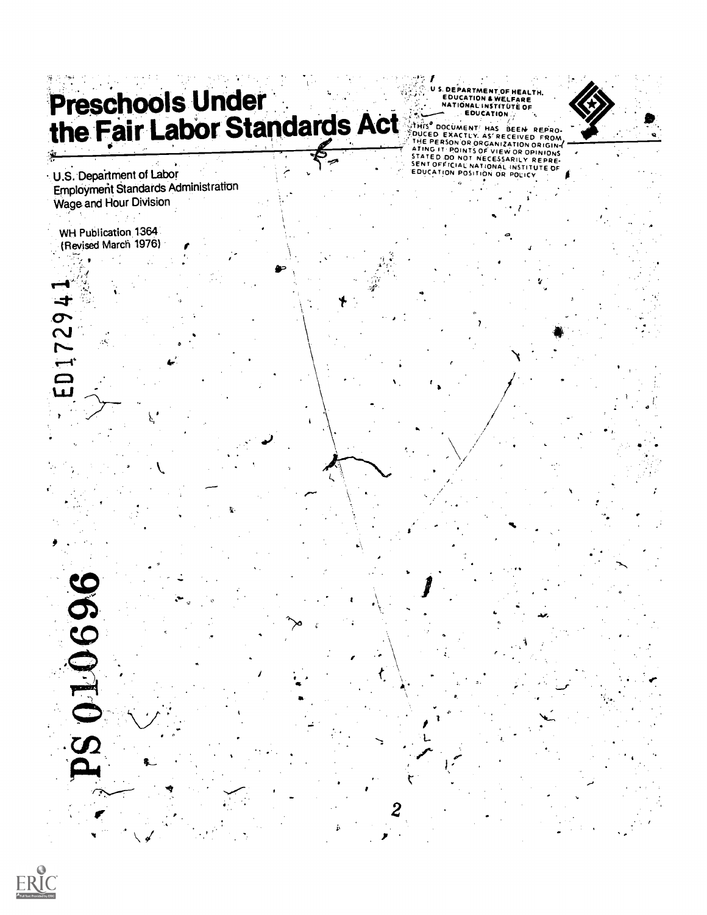# Preschools Under the Fair Labor Standards Act

U.S. DEPARTMENT OF HEALTH, EDUCATION & WELFARE
NATIONAL INSTITUTE OF EDUCATION

THIS DOCUMENT HAS BEEN REPRODUCED EXACTLY AS RECEIVED FROM THE PERSON OR ORGANIZATION ORIGINATING IT. POINTS OF VIEW OR OPINIONS STATED DO NOT NECESSARILY REPRESENT OFFICIAL NATIONAL INSTITUTE OF EDUCATION POSITION OR POLICY

U.S. Department of Labor
Employment Standards Administration
Wage and Hour Division

WH Publication 1364
(Revised March 1976)

ED172941

PS010696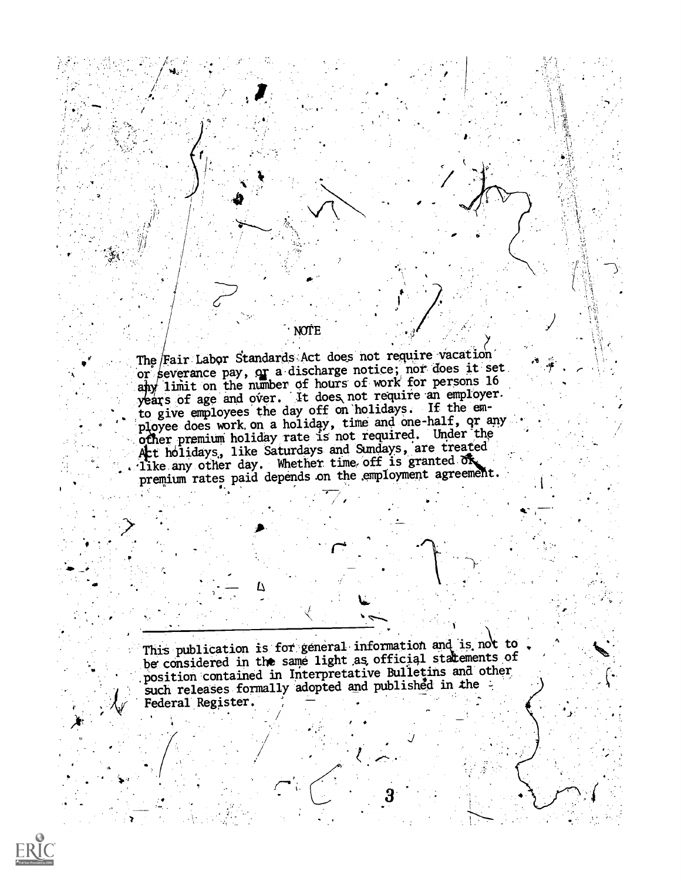## NOTE

The Fair Labor Standards Act does not require vacation or severance pay, or a discharge notice; nor does it set any limit on the number of hours of work for persons 16 years of age and over. It does not require an employer to give employees the day off on holidays. If the employee does work on a holiday, time and one-half, or any other premium holiday rate is not required. Under the Act holidays, like Saturdays and Sundays, are treated like any other day. Whether time off is granted or premium rates paid depends on the employment agreement.

---

This publication is for general information and is not to be considered in the same light as official statements of position contained in Interpretative Bulletins and other such releases formally adopted and published in the Federal Register.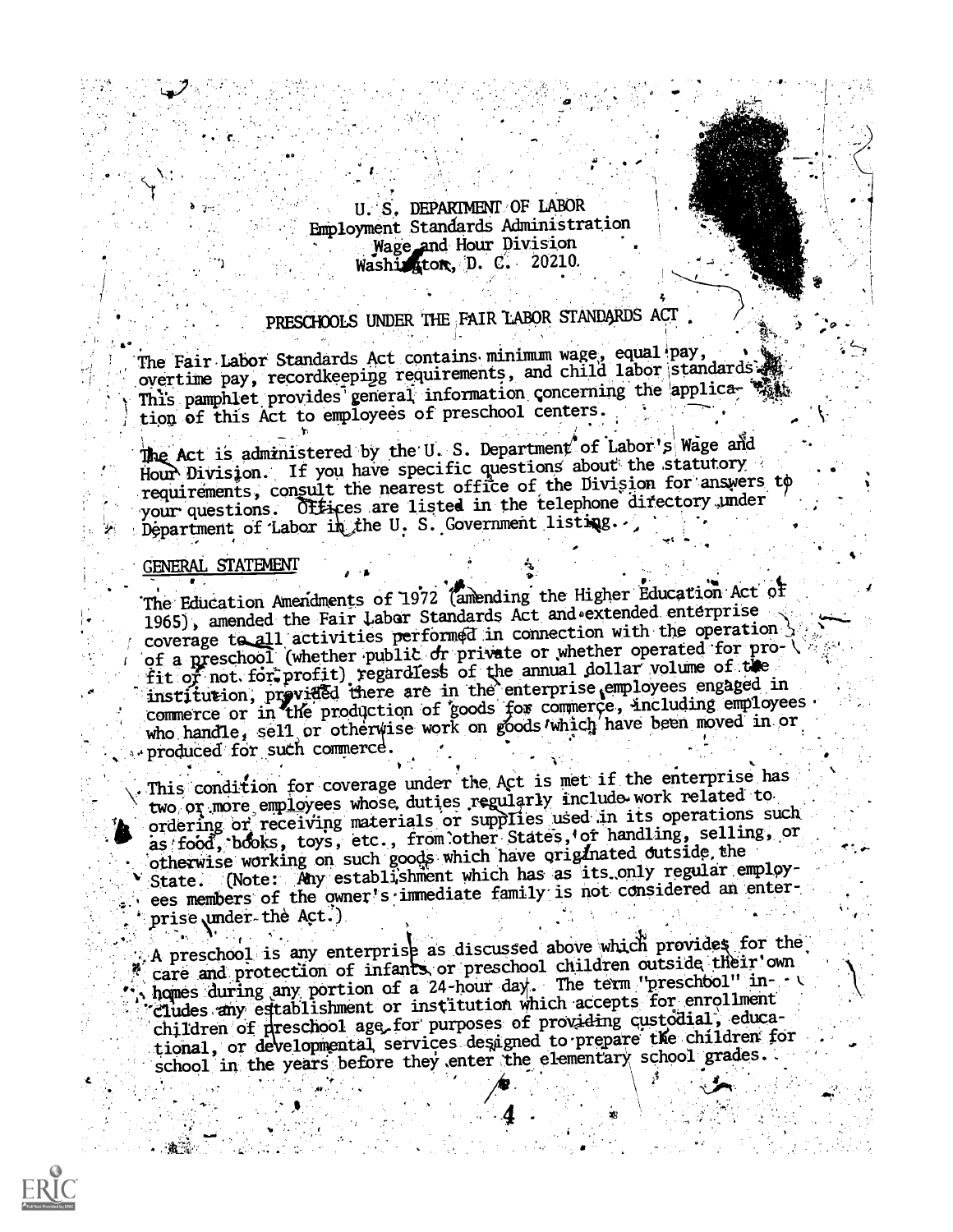U. S. DEPARTMENT OF LABOR
Employment Standards Administration
Wage and Hour Division
Washington, D. C. 20210

# PRESCHOOLS UNDER THE FAIR LABOR STANDARDS ACT

The Fair Labor Standards Act contains minimum wage, equal pay, overtime pay, recordkeeping requirements, and child labor standards. This pamphlet provides general information concerning the application of this Act to employees of preschool centers.

The Act is administered by the U. S. Department of Labor's Wage and Hour Division. If you have specific questions about the statutory requirements, consult the nearest office of the Division for answers to your questions. Offices are listed in the telephone directory under Department of Labor in the U. S. Government listing.

## GENERAL STATEMENT

The Education Amendments of 1972 (amending the Higher Education Act of 1965), amended the Fair Labor Standards Act and extended enterprise coverage to all activities performed in connection with the operation of a preschool (whether public or private or whether operated for profit or not for profit) regardless of the annual dollar volume of the institution, provided there are in the enterprise employees engaged in commerce or in the production of goods for commerce, including employees who handle, sell or otherwise work on goods which have been moved in or produced for such commerce.

This condition for coverage under the Act is met if the enterprise has two or more employees whose duties regularly include work related to ordering or receiving materials or supplies used in its operations such as food, books, toys, etc., from other States, or handling, selling, or otherwise working on such goods which have originated outside the State. (Note: Any establishment which has as its only regular employees members of the owner's immediate family is not considered an enterprise under the Act.)

A preschool is any enterprise as discussed above which provides for the care and protection of infants or preschool children outside their own homes during any portion of a 24-hour day. The term "preschool" includes any establishment or institution which accepts for enrollment children of preschool age for purposes of providing custodial, educational, or developmental services designed to prepare the children for school in the years before they enter the elementary school grades.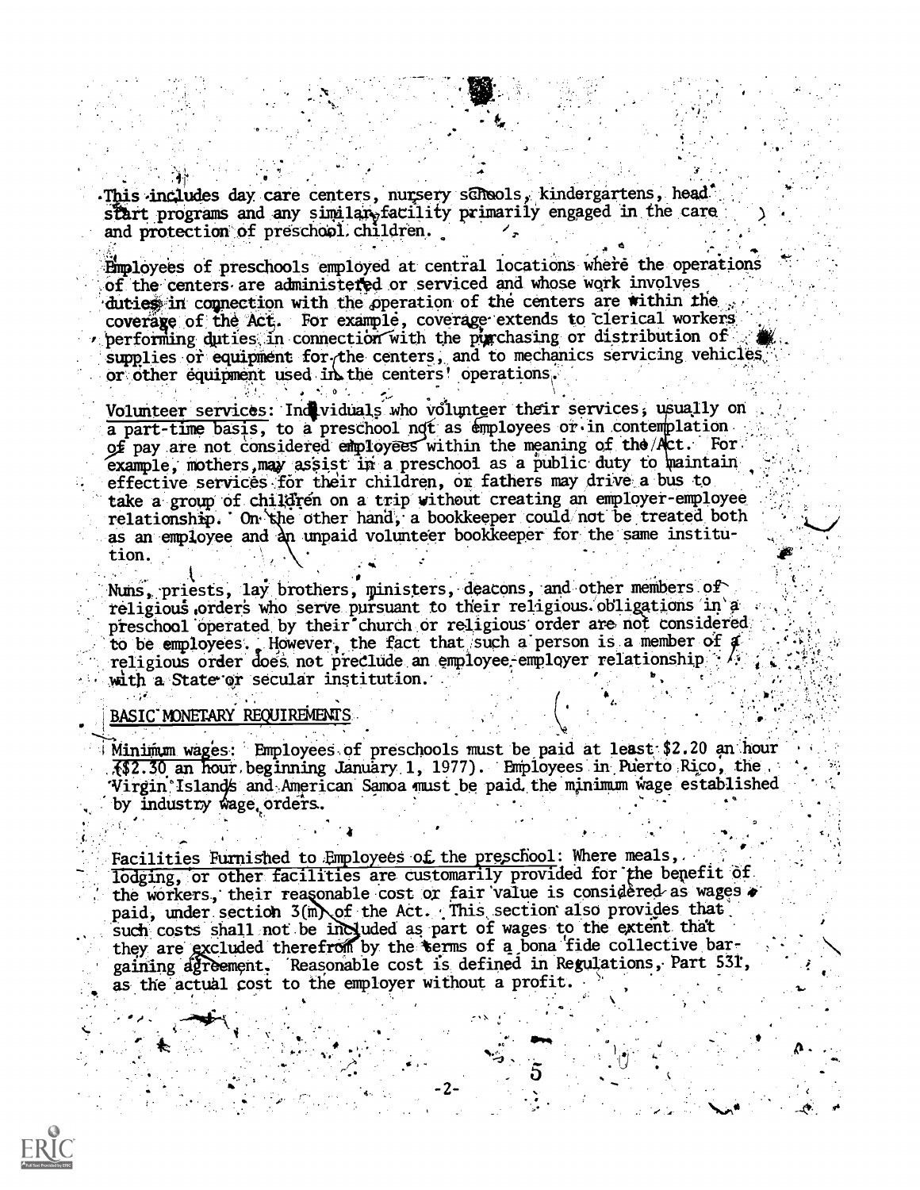This includes day care centers, nursery schools, kindergartens, head start programs and any similar facility primarily engaged in the care and protection of preschool children.

Employees of preschools employed at central locations where the operations of the centers are administered or serviced and whose work involves duties in connection with the operation of the centers are within the coverage of the Act. For example, coverage extends to clerical workers performing duties in connection with the purchasing or distribution of supplies or equipment for the centers, and to mechanics servicing vehicles or other equipment used in the centers' operations.

Volunteer services: Individuals who volunteer their services, usually on a part-time basis, to a preschool not as employees or in contemplation of pay are not considered employees within the meaning of the Act. For example, mothers may assist in a preschool as a public duty to maintain effective services for their children, or fathers may drive a bus to take a group of children on a trip without creating an employer-employee relationship. On the other hand, a bookkeeper could not be treated both as an employee and an unpaid volunteer bookkeeper for the same institution.

Nuns, priests, lay brothers, ministers, deacons, and other members of religious orders who serve pursuant to their religious obligations in a preschool operated by their church or religious order are not considered to be employees. However, the fact that such a person is a member of a religious order does not preclude an employee-employer relationship with a State or secular institution.

## BASIC MONETARY REQUIREMENTS

Minimum wages: Employees of preschools must be paid at least $2.20 an hour ($2.30 an hour beginning January 1, 1977). Employees in Puerto Rico, the Virgin Islands and American Samoa must be paid the minimum wage established by industry wage orders.

Facilities Furnished to Employees of the preschool: Where meals, lodging, or other facilities are customarily provided for the benefit of the workers, their reasonable cost or fair value is considered as wages paid, under section 3(m) of the Act. This section also provides that such costs shall not be included as part of wages to the extent that they are excluded therefrom by the terms of a bona fide collective bargaining agreement. Reasonable cost is defined in Regulations, Part 531, as the actual cost to the employer without a profit.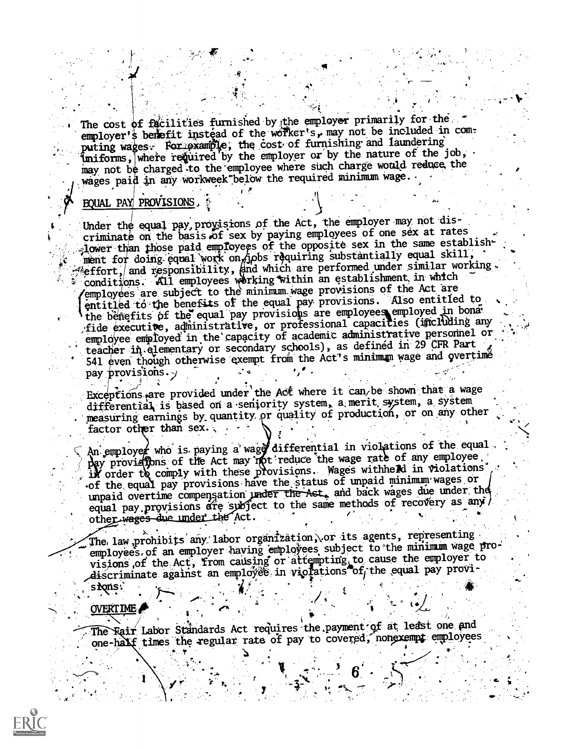The cost of facilities furnished by the employer primarily for the employer's benefit instead of the worker's, may not be included in computing wages. For example, the cost of furnishing and laundering uniforms, where required by the employer or by the nature of the job, may not be charged to the employee where such charge would reduce the wages paid in any workweek below the required minimum wage.

## EQUAL PAY PROVISIONS

Under the equal pay provisions of the Act, the employer may not discriminate on the basis of sex by paying employees of one sex at rates lower than those paid employees of the opposite sex in the same establishment for doing equal work on jobs requiring substantially equal skill, effort, and responsibility, and which are performed under similar working conditions. All employees working within an establishment in which employees are subject to the minimum wage provisions of the Act are entitled to the benefits of the equal pay provisions. Also entitled to the benefits of the equal pay provisions are employees employed in bona fide executive, administrative, or professional capacities (including any employee employed in the capacity of academic administrative personnel or teacher in elementary or secondary schools), as defined in 29 CFR Part 541 even though otherwise exempt from the Act's minimum wage and overtime pay provisions.

Exceptions are provided under the Act where it can be shown that a wage differential is based on a seniority system, a merit system, a system measuring earnings by quantity or quality of production, or on any other factor other than sex.

An employer who is paying a wage differential in violations of the equal pay provisions of the Act may not reduce the wage rate of any employee in order to comply with these provisions. Wages withheld in violations of the equal pay provisions have the status of unpaid minimum wages or unpaid overtime compensation under the Act, and back wages due under the equal pay provisions are subject to the same methods of recovery as any other wages due under the Act.

The law prohibits any labor organization, or its agents, representing employees of an employer having employees subject to the minimum wage provisions of the Act, from causing or attempting to cause the employer to discriminate against an employee in violations of the equal pay provisions.

## OVERTIME

The Fair Labor Standards Act requires the payment of at least one and one-half times the regular rate of pay to covered, nonexempt employees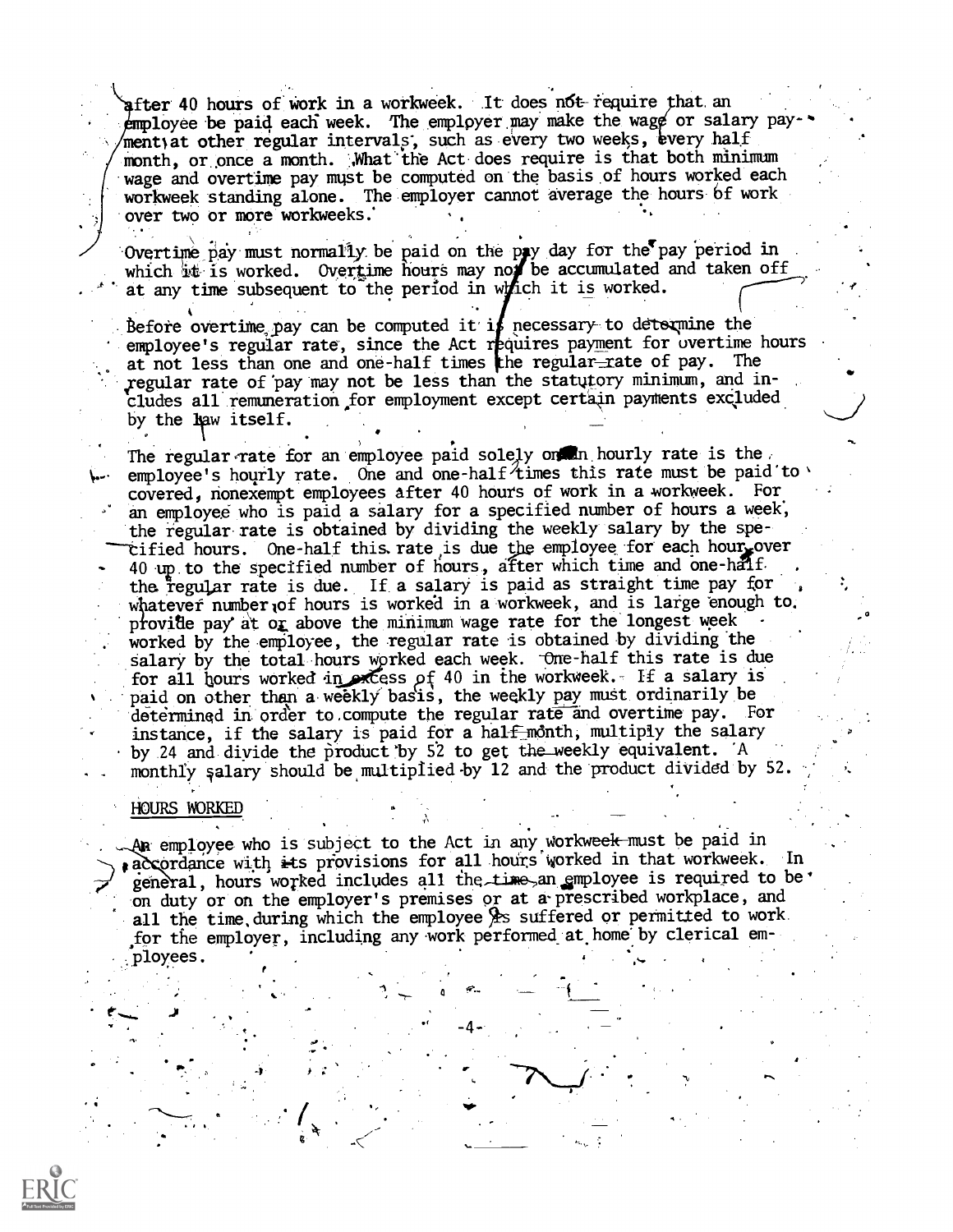after 40 hours of work in a workweek. It does not require that an employee be paid each week. The employer may make the wage or salary payment at other regular intervals, such as every two weeks, every half month, or once a month. What the Act does require is that both minimum wage and overtime pay must be computed on the basis of hours worked each workweek standing alone. The employer cannot average the hours of work over two or more workweeks.

Overtime pay must normally be paid on the pay day for the pay period in which it is worked. Overtime hours may not be accumulated and taken off at any time subsequent to the period in which it is worked.

Before overtime pay can be computed it is necessary to determine the employee's regular rate, since the Act requires payment for overtime hours at not less than one and one-half times the regular rate of pay. The regular rate of pay may not be less than the statutory minimum, and includes all remuneration for employment except certain payments excluded by the law itself.

The regular rate for an employee paid solely on an hourly rate is the employee's hourly rate. One and one-half times this rate must be paid to covered, nonexempt employees after 40 hours of work in a workweek. For an employee who is paid a salary for a specified number of hours a week, the regular rate is obtained by dividing the weekly salary by the specified hours. One-half this rate is due the employee for each hour over 40 up to the specified number of hours, after which time and one-half the regular rate is due. If a salary is paid as straight time pay for whatever number of hours is worked in a workweek, and is large enough to provide pay at or above the minimum wage rate for the longest week worked by the employee, the regular rate is obtained by dividing the salary by the total hours worked each week. One-half this rate is due for all hours worked in excess of 40 in the workweek. If a salary is paid on other than a weekly basis, the weekly pay must ordinarily be determined in order to compute the regular rate and overtime pay. For instance, if the salary is paid for a half-month, multiply the salary by 24 and divide the product by 52 to get the weekly equivalent. A monthly salary should be multiplied by 12 and the product divided by 52.

## HOURS WORKED

An employee who is subject to the Act in any workweek must be paid in accordance with its provisions for all hours worked in that workweek. In general, hours worked includes all the time an employee is required to be on duty or on the employer's premises or at a prescribed workplace, and all the time during which the employee is suffered or permitted to work for the employer, including any work performed at home by clerical employees.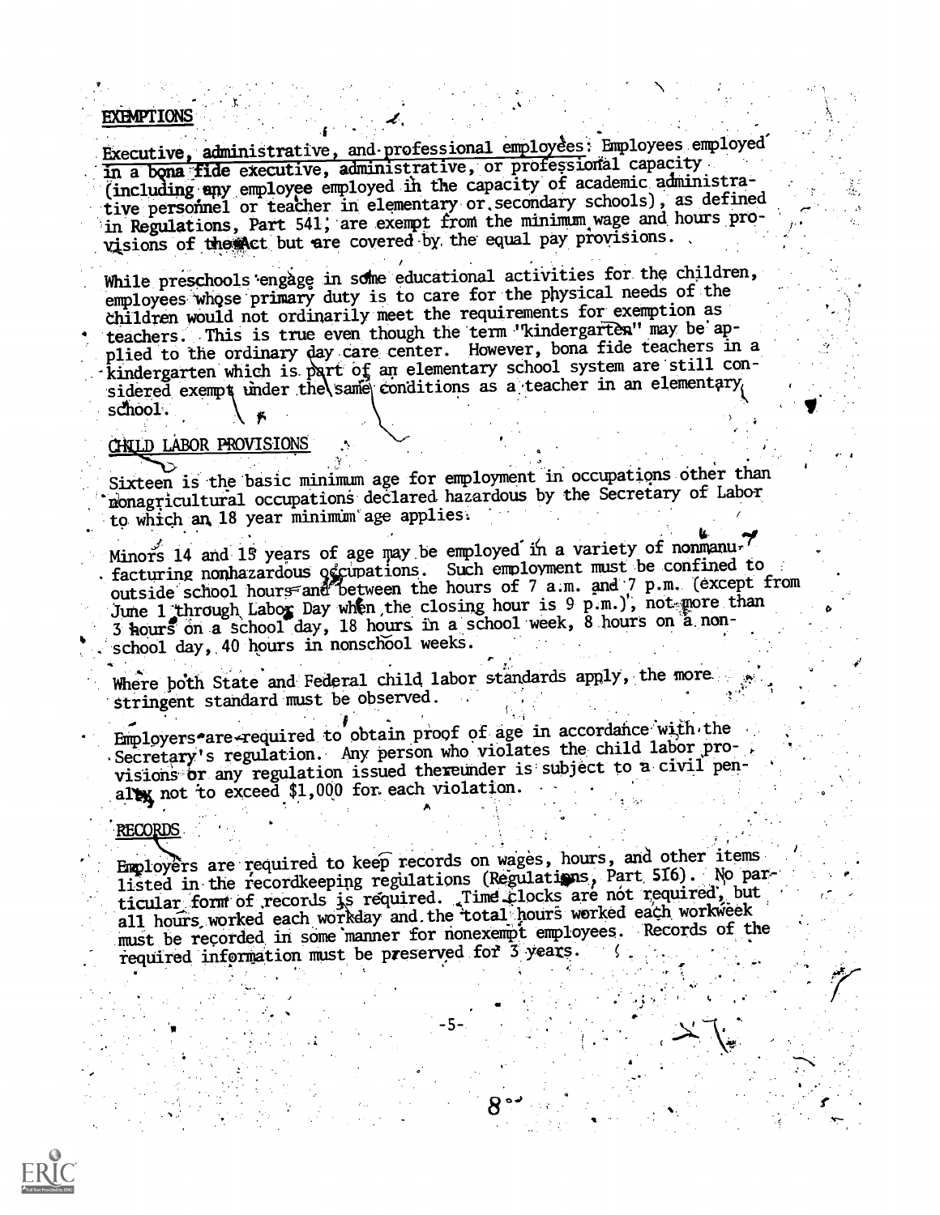## EXEMPTIONS

Executive, administrative, and professional employees: Employees employed in a bona fide executive, administrative, or professional capacity (including any employee employed in the capacity of academic administrative personnel or teacher in elementary or secondary schools), as defined in Regulations, Part 541, are exempt from the minimum wage and hours provisions of the Act but are covered by the equal pay provisions.

While preschools engage in some educational activities for the children, employees whose primary duty is to care for the physical needs of the children would not ordinarily meet the requirements for exemption as teachers. This is true even though the term "kindergarten" may be applied to the ordinary day care center. However, bona fide teachers in a kindergarten which is part of an elementary school system are still considered exempt under the same conditions as a teacher in an elementary school.

## CHILD LABOR PROVISIONS

Sixteen is the basic minimum age for employment in occupations other than nonagricultural occupations declared hazardous by the Secretary of Labor to which an 18 year minimum age applies.

Minors 14 and 15 years of age may be employed in a variety of nonmanufacturing nonhazardous occupations. Such employment must be confined to outside school hours and between the hours of 7 a.m. and 7 p.m. (except from June 1 through Labor Day when the closing hour is 9 p.m.), not more than 3 hours on a school day, 18 hours in a school week, 8 hours on a nonschool day, 40 hours in nonschool weeks.

Where both State and Federal child labor standards apply, the more stringent standard must be observed.

Employers are required to obtain proof of age in accordance with the Secretary's regulation. Any person who violates the child labor provisions or any regulation issued thereunder is subject to a civil penalty not to exceed $1,000 for each violation.

## RECORDS

Employers are required to keep records on wages, hours, and other items listed in the recordkeeping regulations (Regulations, Part 516). No particular form of records is required. Time clocks are not required, but all hours worked each workday and the total hours worked each workweek must be recorded in some manner for nonexempt employees. Records of the required information must be preserved for 3 years.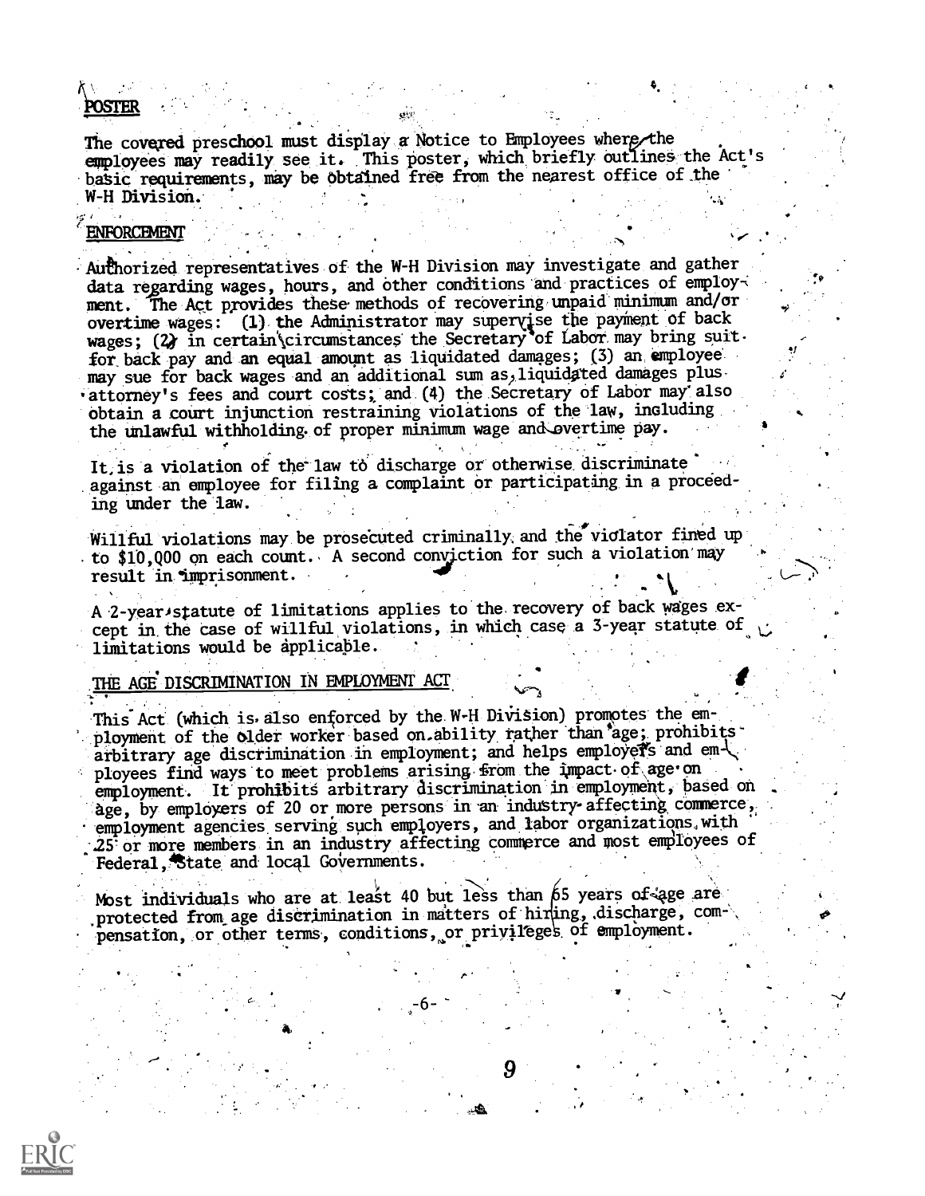## POSTER

The covered preschool must display a Notice to Employees where the employees may readily see it. This poster, which briefly outlines the Act's basic requirements, may be obtained free from the nearest office of the W-H Division.

## ENFORCEMENT

Authorized representatives of the W-H Division may investigate and gather data regarding wages, hours, and other conditions and practices of employment. The Act provides these methods of recovering unpaid minimum and/or overtime wages: (1) the Administrator may supervise the payment of back wages; (2) in certain circumstances the Secretary of Labor may bring suit for back pay and an equal amount as liquidated damages; (3) an employee may sue for back wages and an additional sum as liquidated damages plus attorney's fees and court costs; and (4) the Secretary of Labor may also obtain a court injunction restraining violations of the law, including the unlawful withholding of proper minimum wage and overtime pay.

It is a violation of the law to discharge or otherwise discriminate against an employee for filing a complaint or participating in a proceeding under the law.

Willful violations may be prosecuted criminally and the violator fined up to $10,000 on each count. A second conviction for such a violation may result in imprisonment.

A 2-year statute of limitations applies to the recovery of back wages except in the case of willful violations, in which case a 3-year statute of limitations would be applicable.

## THE AGE DISCRIMINATION IN EMPLOYMENT ACT

This Act (which is also enforced by the W-H Division) promotes the employment of the older worker based on ability rather than age; prohibits arbitrary age discrimination in employment; and helps employers and employees find ways to meet problems arising from the impact of age on employment. It prohibits arbitrary discrimination in employment, based on age, by employers of 20 or more persons in an industry affecting commerce, employment agencies serving such employers, and labor organizations with 25 or more members in an industry affecting commerce and most employees of Federal, State and local Governments.

Most individuals who are at least 40 but less than 65 years of age are protected from age discrimination in matters of hiring, discharge, compensation, or other terms, conditions, or privileges of employment.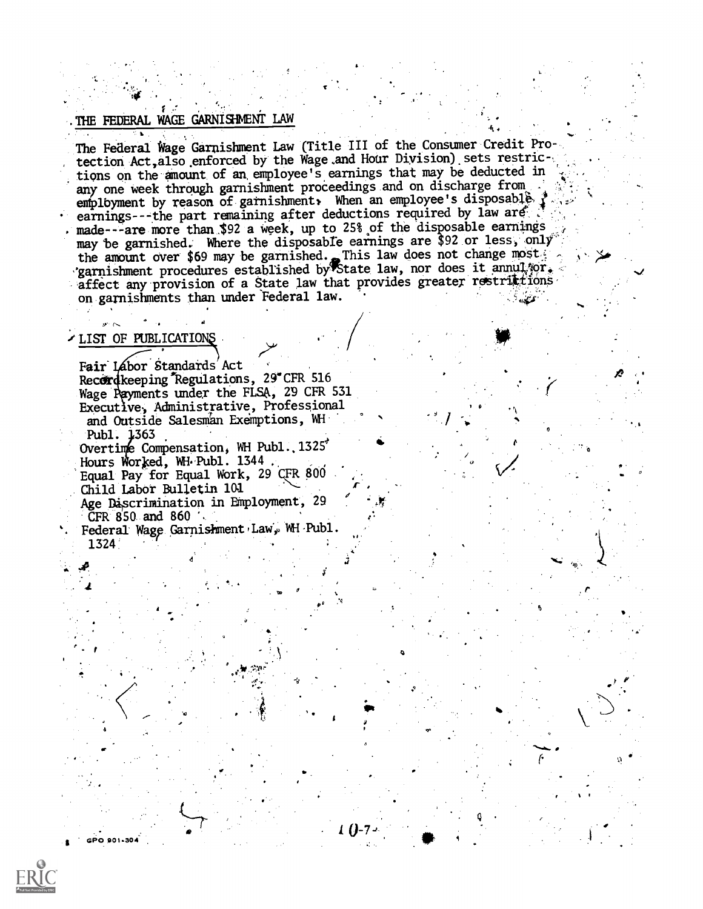## THE FEDERAL WAGE GARNISHMENT LAW

The Federal Wage Garnishment Law (Title III of the Consumer Credit Protection Act, also enforced by the Wage and Hour Division) sets restrictions on the amount of an employee's earnings that may be deducted in any one week through garnishment proceedings and on discharge from employment by reason of garnishment. When an employee's disposable earnings---the part remaining after deductions required by law are made---are more than $92 a week, up to 25% of the disposable earnings may be garnished. Where the disposable earnings are $92 or less, only the amount over $69 may be garnished. This law does not change most garnishment procedures established by State law, nor does it annul or affect any provision of a State law that provides greater restrictions on garnishments than under Federal law.

## LIST OF PUBLICATIONS

Fair Labor Standards Act
Recordkeeping Regulations, 29 CFR 516
Wage Payments under the FLSA, 29 CFR 531
Executive, Administrative, Professional and Outside Salesman Exemptions, WH Publ. 1363
Overtime Compensation, WH Publ. 1325
Hours Worked, WH Publ. 1344
Equal Pay for Equal Work, 29 CFR 800
Child Labor Bulletin 101
Age Discrimination in Employment, 29 CFR 850 and 860
Federal Wage Garnishment Law, WH Publ. 1324